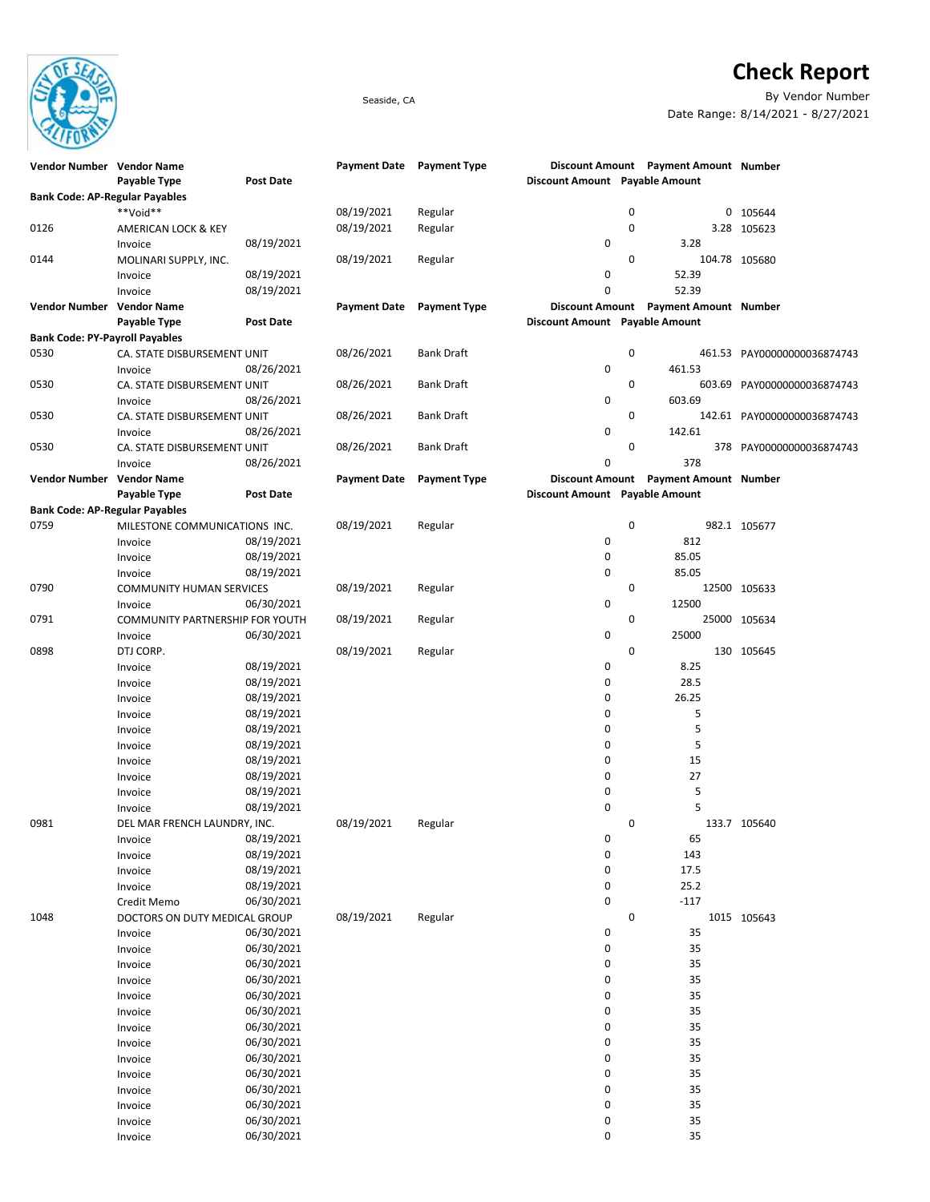# Check Report

Seaside, CA

By Vendor Number

Date Range: 8/14/2021 - 8/27/2021

| Vendor Number | Vendor Name / Payable Type | Post Date | Payment Date | Payment Type | Discount Amount | Payment Amount / Payable Amount | Number |
|---|---|---|---|---|---|---|---|
| **Bank Code: AP-Regular Payables** | | | | | | | |
| | **Void** | | 08/19/2021 | Regular | 0 | 0 | 105644 |
| 0126 | AMERICAN LOCK & KEY | | 08/19/2021 | Regular | 0 | 3.28 | 105623 |
| | Invoice | 08/19/2021 | | | 0 | 3.28 | |
| 0144 | MOLINARI SUPPLY, INC. | | 08/19/2021 | Regular | 0 | 104.78 | 105680 |
| | Invoice | 08/19/2021 | | | 0 | 52.39 | |
| | Invoice | 08/19/2021 | | | 0 | 52.39 | |
| **Bank Code: PY-Payroll Payables** | | | | | | | |
| 0530 | CA. STATE DISBURSEMENT UNIT | | 08/26/2021 | Bank Draft | 0 | 461.53 | PAY00000000036874743 |
| | Invoice | 08/26/2021 | | | 0 | 461.53 | |
| 0530 | CA. STATE DISBURSEMENT UNIT | | 08/26/2021 | Bank Draft | 0 | 603.69 | PAY00000000036874743 |
| | Invoice | 08/26/2021 | | | 0 | 603.69 | |
| 0530 | CA. STATE DISBURSEMENT UNIT | | 08/26/2021 | Bank Draft | 0 | 142.61 | PAY00000000036874743 |
| | Invoice | 08/26/2021 | | | 0 | 142.61 | |
| 0530 | CA. STATE DISBURSEMENT UNIT | | 08/26/2021 | Bank Draft | 0 | 378 | PAY00000000036874743 |
| | Invoice | 08/26/2021 | | | 0 | 378 | |
| **Bank Code: AP-Regular Payables** | | | | | | | |
| 0759 | MILESTONE COMMUNICATIONS INC. | | 08/19/2021 | Regular | 0 | 982.1 | 105677 |
| | Invoice | 08/19/2021 | | | 0 | 812 | |
| | Invoice | 08/19/2021 | | | 0 | 85.05 | |
| | Invoice | 08/19/2021 | | | 0 | 85.05 | |
| 0790 | COMMUNITY HUMAN SERVICES | | 08/19/2021 | Regular | 0 | 12500 | 105633 |
| | Invoice | 06/30/2021 | | | 0 | 12500 | |
| 0791 | COMMUNITY PARTNERSHIP FOR YOUTH | | 08/19/2021 | Regular | 0 | 25000 | 105634 |
| | Invoice | 06/30/2021 | | | 0 | 25000 | |
| 0898 | DTJ CORP. | | 08/19/2021 | Regular | 0 | 130 | 105645 |
| | Invoice | 08/19/2021 | | | 0 | 8.25 | |
| | Invoice | 08/19/2021 | | | 0 | 28.5 | |
| | Invoice | 08/19/2021 | | | 0 | 26.25 | |
| | Invoice | 08/19/2021 | | | 0 | 5 | |
| | Invoice | 08/19/2021 | | | 0 | 5 | |
| | Invoice | 08/19/2021 | | | 0 | 5 | |
| | Invoice | 08/19/2021 | | | 0 | 15 | |
| | Invoice | 08/19/2021 | | | 0 | 27 | |
| | Invoice | 08/19/2021 | | | 0 | 5 | |
| | Invoice | 08/19/2021 | | | 0 | 5 | |
| 0981 | DEL MAR FRENCH LAUNDRY, INC. | | 08/19/2021 | Regular | 0 | 133.7 | 105640 |
| | Invoice | 08/19/2021 | | | 0 | 65 | |
| | Invoice | 08/19/2021 | | | 0 | 143 | |
| | Invoice | 08/19/2021 | | | 0 | 17.5 | |
| | Invoice | 08/19/2021 | | | 0 | 25.2 | |
| | Credit Memo | 06/30/2021 | | | 0 | -117 | |
| 1048 | DOCTORS ON DUTY MEDICAL GROUP | | 08/19/2021 | Regular | 0 | 1015 | 105643 |
| | Invoice | 06/30/2021 | | | 0 | 35 | |
| | Invoice | 06/30/2021 | | | 0 | 35 | |
| | Invoice | 06/30/2021 | | | 0 | 35 | |
| | Invoice | 06/30/2021 | | | 0 | 35 | |
| | Invoice | 06/30/2021 | | | 0 | 35 | |
| | Invoice | 06/30/2021 | | | 0 | 35 | |
| | Invoice | 06/30/2021 | | | 0 | 35 | |
| | Invoice | 06/30/2021 | | | 0 | 35 | |
| | Invoice | 06/30/2021 | | | 0 | 35 | |
| | Invoice | 06/30/2021 | | | 0 | 35 | |
| | Invoice | 06/30/2021 | | | 0 | 35 | |
| | Invoice | 06/30/2021 | | | 0 | 35 | |
| | Invoice | 06/30/2021 | | | 0 | 35 | |
| | Invoice | 06/30/2021 | | | 0 | 35 | |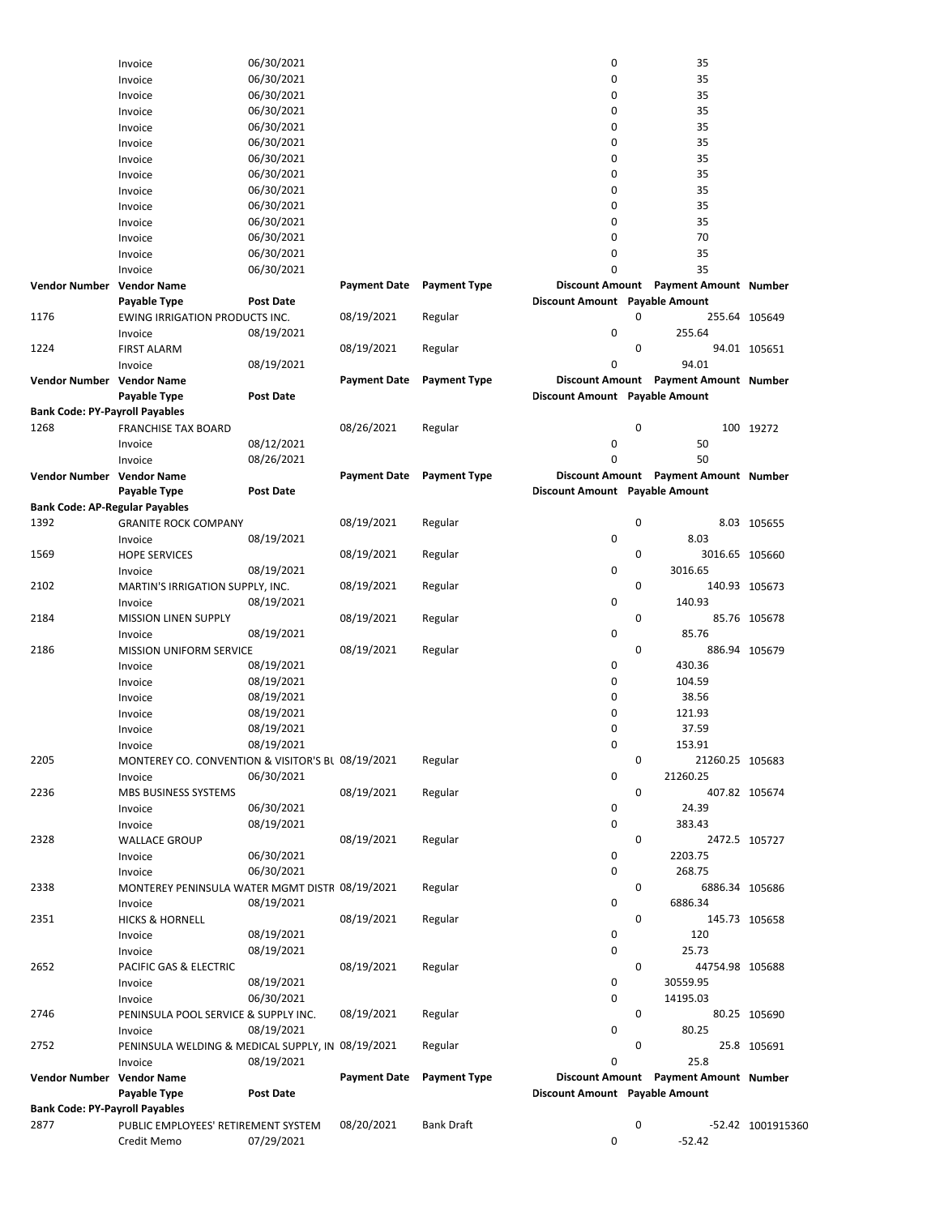| | | | | | | | |
|---|---|---|---|---|---|---|---|
| | Invoice | 06/30/2021 | | | 0 | 35 | |
| | Invoice | 06/30/2021 | | | 0 | 35 | |
| | Invoice | 06/30/2021 | | | 0 | 35 | |
| | Invoice | 06/30/2021 | | | 0 | 35 | |
| | Invoice | 06/30/2021 | | | 0 | 35 | |
| | Invoice | 06/30/2021 | | | 0 | 35 | |
| | Invoice | 06/30/2021 | | | 0 | 35 | |
| | Invoice | 06/30/2021 | | | 0 | 35 | |
| | Invoice | 06/30/2021 | | | 0 | 35 | |
| | Invoice | 06/30/2021 | | | 0 | 35 | |
| | Invoice | 06/30/2021 | | | 0 | 35 | |
| | Invoice | 06/30/2021 | | | 0 | 70 | |
| | Invoice | 06/30/2021 | | | 0 | 35 | |
| | Invoice | 06/30/2021 | | | 0 | 35 | |
| **Vendor Number** | **Vendor Name** | | **Payment Date** | **Payment Type** | **Discount Amount** | **Payment Amount** | **Number** |
| | **Payable Type** | **Post Date** | | | **Discount Amount** | **Payable Amount** | |
| 1176 | EWING IRRIGATION PRODUCTS INC. | | 08/19/2021 | Regular | 0 | 255.64 | 105649 |
| | Invoice | 08/19/2021 | | | 0 | 255.64 | |
| 1224 | FIRST ALARM | | 08/19/2021 | Regular | 0 | 94.01 | 105651 |
| | Invoice | 08/19/2021 | | | 0 | 94.01 | |
| **Vendor Number** | **Vendor Name** | | **Payment Date** | **Payment Type** | **Discount Amount** | **Payment Amount** | **Number** |
| | **Payable Type** | **Post Date** | | | **Discount Amount** | **Payable Amount** | |
| **Bank Code: PY-Payroll Payables** | | | | | | | |
| 1268 | FRANCHISE TAX BOARD | | 08/26/2021 | Regular | 0 | 100 | 19272 |
| | Invoice | 08/12/2021 | | | 0 | 50 | |
| | Invoice | 08/26/2021 | | | 0 | 50 | |
| **Vendor Number** | **Vendor Name** | | **Payment Date** | **Payment Type** | **Discount Amount** | **Payment Amount** | **Number** |
| | **Payable Type** | **Post Date** | | | **Discount Amount** | **Payable Amount** | |
| **Bank Code: AP-Regular Payables** | | | | | | | |
| 1392 | GRANITE ROCK COMPANY | | 08/19/2021 | Regular | 0 | 8.03 | 105655 |
| | Invoice | 08/19/2021 | | | 0 | 8.03 | |
| 1569 | HOPE SERVICES | | 08/19/2021 | Regular | 0 | 3016.65 | 105660 |
| | Invoice | 08/19/2021 | | | 0 | 3016.65 | |
| 2102 | MARTIN'S IRRIGATION SUPPLY, INC. | | 08/19/2021 | Regular | 0 | 140.93 | 105673 |
| | Invoice | 08/19/2021 | | | 0 | 140.93 | |
| 2184 | MISSION LINEN SUPPLY | | 08/19/2021 | Regular | 0 | 85.76 | 105678 |
| | Invoice | 08/19/2021 | | | 0 | 85.76 | |
| 2186 | MISSION UNIFORM SERVICE | | 08/19/2021 | Regular | 0 | 886.94 | 105679 |
| | Invoice | 08/19/2021 | | | 0 | 430.36 | |
| | Invoice | 08/19/2021 | | | 0 | 104.59 | |
| | Invoice | 08/19/2021 | | | 0 | 38.56 | |
| | Invoice | 08/19/2021 | | | 0 | 121.93 | |
| | Invoice | 08/19/2021 | | | 0 | 37.59 | |
| | Invoice | 08/19/2021 | | | 0 | 153.91 | |
| 2205 | MONTEREY CO. CONVENTION & VISITOR'S BU | | 08/19/2021 | Regular | 0 | 21260.25 | 105683 |
| | Invoice | 06/30/2021 | | | 0 | 21260.25 | |
| 2236 | MBS BUSINESS SYSTEMS | | 08/19/2021 | Regular | 0 | 407.82 | 105674 |
| | Invoice | 06/30/2021 | | | 0 | 24.39 | |
| | Invoice | 08/19/2021 | | | 0 | 383.43 | |
| 2328 | WALLACE GROUP | | 08/19/2021 | Regular | 0 | 2472.5 | 105727 |
| | Invoice | 06/30/2021 | | | 0 | 2203.75 | |
| | Invoice | 06/30/2021 | | | 0 | 268.75 | |
| 2338 | MONTEREY PENINSULA WATER MGMT DISTR | | 08/19/2021 | Regular | 0 | 6886.34 | 105686 |
| | Invoice | 08/19/2021 | | | 0 | 6886.34 | |
| 2351 | HICKS & HORNELL | | 08/19/2021 | Regular | 0 | 145.73 | 105658 |
| | Invoice | 08/19/2021 | | | 0 | 120 | |
| | Invoice | 08/19/2021 | | | 0 | 25.73 | |
| 2652 | PACIFIC GAS & ELECTRIC | | 08/19/2021 | Regular | 0 | 44754.98 | 105688 |
| | Invoice | 08/19/2021 | | | 0 | 30559.95 | |
| | Invoice | 06/30/2021 | | | 0 | 14195.03 | |
| 2746 | PENINSULA POOL SERVICE & SUPPLY INC. | | 08/19/2021 | Regular | 0 | 80.25 | 105690 |
| | Invoice | 08/19/2021 | | | 0 | 80.25 | |
| 2752 | PENINSULA WELDING & MEDICAL SUPPLY, IN | | 08/19/2021 | Regular | 0 | 25.8 | 105691 |
| | Invoice | 08/19/2021 | | | 0 | 25.8 | |
| **Vendor Number** | **Vendor Name** | | **Payment Date** | **Payment Type** | **Discount Amount** | **Payment Amount** | **Number** |
| | **Payable Type** | **Post Date** | | | **Discount Amount** | **Payable Amount** | |
| **Bank Code: PY-Payroll Payables** | | | | | | | |
| 2877 | PUBLIC EMPLOYEES' RETIREMENT SYSTEM | | 08/20/2021 | Bank Draft | 0 | -52.42 | 1001915360 |
| | Credit Memo | 07/29/2021 | | | 0 | -52.42 | |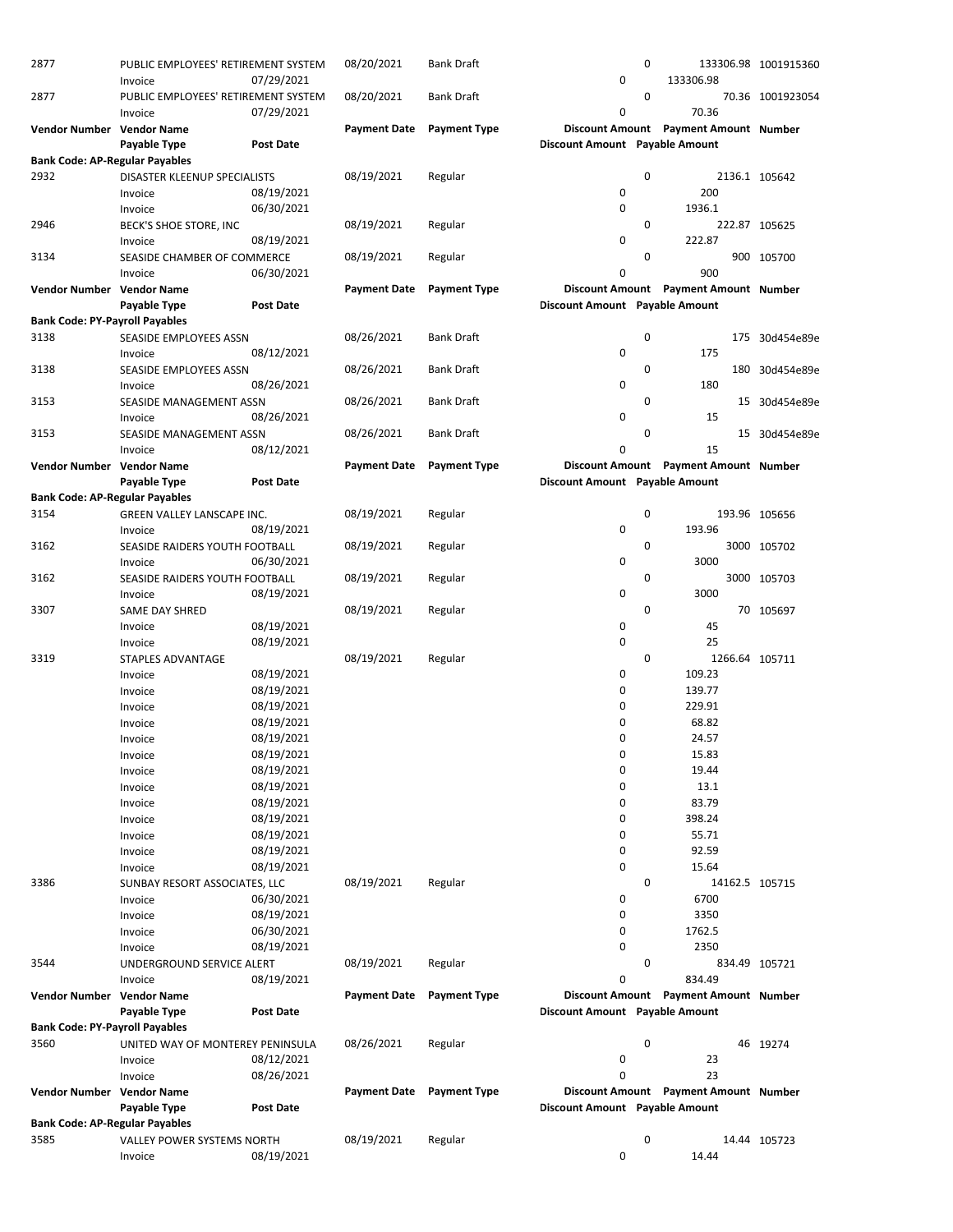| | | | | | | |
|---|---|---|---|---|---|---|
| 2877 | PUBLIC EMPLOYEES' RETIREMENT SYSTEM | 08/20/2021 | Bank Draft | 0 | 133306.98 | 1001915360 |
| | Invoice | 07/29/2021 | | 0 | 133306.98 | |
| 2877 | PUBLIC EMPLOYEES' RETIREMENT SYSTEM | 08/20/2021 | Bank Draft | 0 | 70.36 | 1001923054 |
| | Invoice | 07/29/2021 | | 0 | 70.36 | |
| **Vendor Number** | **Vendor Name** | **Payment Date** | **Payment Type** | **Discount Amount** | **Payment Amount** | **Number** |
| | **Payable Type** | **Post Date** | | **Discount Amount** | **Payable Amount** | |
| **Bank Code: AP-Regular Payables** | | | | | | |
| 2932 | DISASTER KLEENUP SPECIALISTS | 08/19/2021 | Regular | 0 | 2136.1 | 105642 |
| | Invoice | 08/19/2021 | | 0 | 200 | |
| | Invoice | 06/30/2021 | | 0 | 1936.1 | |
| 2946 | BECK'S SHOE STORE, INC | 08/19/2021 | Regular | 0 | 222.87 | 105625 |
| | Invoice | 08/19/2021 | | 0 | 222.87 | |
| 3134 | SEASIDE CHAMBER OF COMMERCE | 08/19/2021 | Regular | 0 | 900 | 105700 |
| | Invoice | 06/30/2021 | | 0 | 900 | |
| **Vendor Number** | **Vendor Name** | **Payment Date** | **Payment Type** | **Discount Amount** | **Payment Amount** | **Number** |
| | **Payable Type** | **Post Date** | | **Discount Amount** | **Payable Amount** | |
| **Bank Code: PY-Payroll Payables** | | | | | | |
| 3138 | SEASIDE EMPLOYEES ASSN | 08/26/2021 | Bank Draft | 0 | 175 | 30d454e89e |
| | Invoice | 08/12/2021 | | 0 | 175 | |
| 3138 | SEASIDE EMPLOYEES ASSN | 08/26/2021 | Bank Draft | 0 | 180 | 30d454e89e |
| | Invoice | 08/26/2021 | | 0 | 180 | |
| 3153 | SEASIDE MANAGEMENT ASSN | 08/26/2021 | Bank Draft | 0 | 15 | 30d454e89e |
| | Invoice | 08/26/2021 | | 0 | 15 | |
| 3153 | SEASIDE MANAGEMENT ASSN | 08/26/2021 | Bank Draft | 0 | 15 | 30d454e89e |
| | Invoice | 08/12/2021 | | 0 | 15 | |
| **Vendor Number** | **Vendor Name** | **Payment Date** | **Payment Type** | **Discount Amount** | **Payment Amount** | **Number** |
| | **Payable Type** | **Post Date** | | **Discount Amount** | **Payable Amount** | |
| **Bank Code: AP-Regular Payables** | | | | | | |
| 3154 | GREEN VALLEY LANSCAPE INC. | 08/19/2021 | Regular | 0 | 193.96 | 105656 |
| | Invoice | 08/19/2021 | | 0 | 193.96 | |
| 3162 | SEASIDE RAIDERS YOUTH FOOTBALL | 08/19/2021 | Regular | 0 | 3000 | 105702 |
| | Invoice | 06/30/2021 | | 0 | 3000 | |
| 3162 | SEASIDE RAIDERS YOUTH FOOTBALL | 08/19/2021 | Regular | 0 | 3000 | 105703 |
| | Invoice | 08/19/2021 | | 0 | 3000 | |
| 3307 | SAME DAY SHRED | 08/19/2021 | Regular | 0 | 70 | 105697 |
| | Invoice | 08/19/2021 | | 0 | 45 | |
| | Invoice | 08/19/2021 | | 0 | 25 | |
| 3319 | STAPLES ADVANTAGE | 08/19/2021 | Regular | 0 | 1266.64 | 105711 |
| | Invoice | 08/19/2021 | | 0 | 109.23 | |
| | Invoice | 08/19/2021 | | 0 | 139.77 | |
| | Invoice | 08/19/2021 | | 0 | 229.91 | |
| | Invoice | 08/19/2021 | | 0 | 68.82 | |
| | Invoice | 08/19/2021 | | 0 | 24.57 | |
| | Invoice | 08/19/2021 | | 0 | 15.83 | |
| | Invoice | 08/19/2021 | | 0 | 19.44 | |
| | Invoice | 08/19/2021 | | 0 | 13.1 | |
| | Invoice | 08/19/2021 | | 0 | 83.79 | |
| | Invoice | 08/19/2021 | | 0 | 398.24 | |
| | Invoice | 08/19/2021 | | 0 | 55.71 | |
| | Invoice | 08/19/2021 | | 0 | 92.59 | |
| | Invoice | 08/19/2021 | | 0 | 15.64 | |
| 3386 | SUNBAY RESORT ASSOCIATES, LLC | 08/19/2021 | Regular | 0 | 14162.5 | 105715 |
| | Invoice | 06/30/2021 | | 0 | 6700 | |
| | Invoice | 08/19/2021 | | 0 | 3350 | |
| | Invoice | 06/30/2021 | | 0 | 1762.5 | |
| | Invoice | 08/19/2021 | | 0 | 2350 | |
| 3544 | UNDERGROUND SERVICE ALERT | 08/19/2021 | Regular | 0 | 834.49 | 105721 |
| | Invoice | 08/19/2021 | | 0 | 834.49 | |
| **Vendor Number** | **Vendor Name** | **Payment Date** | **Payment Type** | **Discount Amount** | **Payment Amount** | **Number** |
| | **Payable Type** | **Post Date** | | **Discount Amount** | **Payable Amount** | |
| **Bank Code: PY-Payroll Payables** | | | | | | |
| 3560 | UNITED WAY OF MONTEREY PENINSULA | 08/26/2021 | Regular | 0 | 46 | 19274 |
| | Invoice | 08/12/2021 | | 0 | 23 | |
| | Invoice | 08/26/2021 | | 0 | 23 | |
| **Vendor Number** | **Vendor Name** | **Payment Date** | **Payment Type** | **Discount Amount** | **Payment Amount** | **Number** |
| | **Payable Type** | **Post Date** | | **Discount Amount** | **Payable Amount** | |
| **Bank Code: AP-Regular Payables** | | | | | | |
| 3585 | VALLEY POWER SYSTEMS NORTH | 08/19/2021 | Regular | 0 | 14.44 | 105723 |
| | Invoice | 08/19/2021 | | 0 | 14.44 | |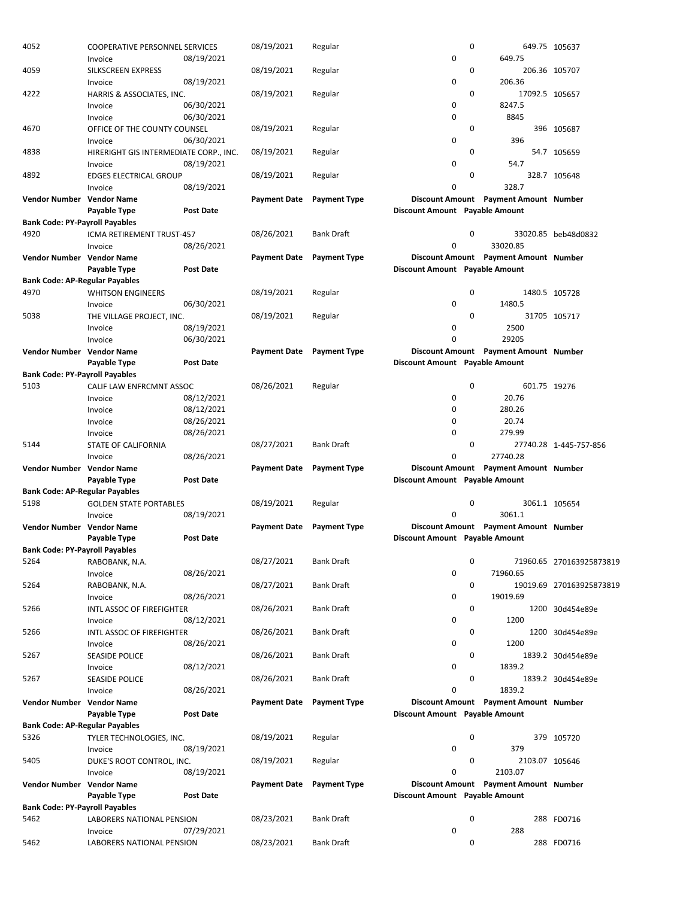| Vendor Number | Vendor Name | | Payment Date | Payment Type | Discount Amount | Payment Amount | Number |
|---|---|---|---|---|---|---|---|
| | Payable Type | Post Date | | | Discount Amount | Payable Amount | |
| 4052 | COOPERATIVE PERSONNEL SERVICES | | 08/19/2021 | Regular | 0 | 649.75 | 105637 |
| | Invoice | 08/19/2021 | | | 0 | 649.75 | |
| 4059 | SILKSCREEN EXPRESS | | 08/19/2021 | Regular | 0 | 206.36 | 105707 |
| | Invoice | 08/19/2021 | | | 0 | 206.36 | |
| 4222 | HARRIS & ASSOCIATES, INC. | | 08/19/2021 | Regular | 0 | 17092.5 | 105657 |
| | Invoice | 06/30/2021 | | | 0 | 8247.5 | |
| | Invoice | 06/30/2021 | | | 0 | 8845 | |
| 4670 | OFFICE OF THE COUNTY COUNSEL | | 08/19/2021 | Regular | 0 | 396 | 105687 |
| | Invoice | 06/30/2021 | | | 0 | 396 | |
| 4838 | HIRERIGHT GIS INTERMEDIATE CORP., INC. | | 08/19/2021 | Regular | 0 | 54.7 | 105659 |
| | Invoice | 08/19/2021 | | | 0 | 54.7 | |
| 4892 | EDGES ELECTRICAL GROUP | | 08/19/2021 | Regular | 0 | 328.7 | 105648 |
| | Invoice | 08/19/2021 | | | 0 | 328.7 | |

| Vendor Number | Vendor Name | | Payment Date | Payment Type | Discount Amount | Payment Amount | Number |
|---|---|---|---|---|---|---|---|
| | Payable Type | Post Date | | | Discount Amount | Payable Amount | |
| **Bank Code: PY-Payroll Payables** | | | | | | | |
| 4920 | ICMA RETIREMENT TRUST-457 | | 08/26/2021 | Bank Draft | 0 | 33020.85 | beb48d0832 |
| | Invoice | 08/26/2021 | | | 0 | 33020.85 | |

| Vendor Number | Vendor Name | | Payment Date | Payment Type | Discount Amount | Payment Amount | Number |
|---|---|---|---|---|---|---|---|
| | Payable Type | Post Date | | | Discount Amount | Payable Amount | |
| **Bank Code: AP-Regular Payables** | | | | | | | |
| 4970 | WHITSON ENGINEERS | | 08/19/2021 | Regular | 0 | 1480.5 | 105728 |
| | Invoice | 06/30/2021 | | | 0 | 1480.5 | |
| 5038 | THE VILLAGE PROJECT, INC. | | 08/19/2021 | Regular | 0 | 31705 | 105717 |
| | Invoice | 08/19/2021 | | | 0 | 2500 | |
| | Invoice | 06/30/2021 | | | 0 | 29205 | |

| Vendor Number | Vendor Name | | Payment Date | Payment Type | Discount Amount | Payment Amount | Number |
|---|---|---|---|---|---|---|---|
| | Payable Type | Post Date | | | Discount Amount | Payable Amount | |
| **Bank Code: PY-Payroll Payables** | | | | | | | |
| 5103 | CALIF LAW ENFRCMNT ASSOC | | 08/26/2021 | Regular | 0 | 601.75 | 19276 |
| | Invoice | 08/12/2021 | | | 0 | 20.76 | |
| | Invoice | 08/12/2021 | | | 0 | 280.26 | |
| | Invoice | 08/26/2021 | | | 0 | 20.74 | |
| | Invoice | 08/26/2021 | | | 0 | 279.99 | |
| 5144 | STATE OF CALIFORNIA | | 08/27/2021 | Bank Draft | 0 | 27740.28 | 1-445-757-856 |
| | Invoice | 08/26/2021 | | | 0 | 27740.28 | |

| Vendor Number | Vendor Name | | Payment Date | Payment Type | Discount Amount | Payment Amount | Number |
|---|---|---|---|---|---|---|---|
| | Payable Type | Post Date | | | Discount Amount | Payable Amount | |
| **Bank Code: AP-Regular Payables** | | | | | | | |
| 5198 | GOLDEN STATE PORTABLES | | 08/19/2021 | Regular | 0 | 3061.1 | 105654 |
| | Invoice | 08/19/2021 | | | 0 | 3061.1 | |

| Vendor Number | Vendor Name | | Payment Date | Payment Type | Discount Amount | Payment Amount | Number |
|---|---|---|---|---|---|---|---|
| | Payable Type | Post Date | | | Discount Amount | Payable Amount | |
| **Bank Code: PY-Payroll Payables** | | | | | | | |
| 5264 | RABOBANK, N.A. | | 08/27/2021 | Bank Draft | 0 | 71960.65 | 270163925873819 |
| | Invoice | 08/26/2021 | | | 0 | 71960.65 | |
| 5264 | RABOBANK, N.A. | | 08/27/2021 | Bank Draft | 0 | 19019.69 | 270163925873819 |
| | Invoice | 08/26/2021 | | | 0 | 19019.69 | |
| 5266 | INTL ASSOC OF FIREFIGHTER | | 08/26/2021 | Bank Draft | 0 | 1200 | 30d454e89e |
| | Invoice | 08/12/2021 | | | 0 | 1200 | |
| 5266 | INTL ASSOC OF FIREFIGHTER | | 08/26/2021 | Bank Draft | 0 | 1200 | 30d454e89e |
| | Invoice | 08/26/2021 | | | 0 | 1200 | |
| 5267 | SEASIDE POLICE | | 08/26/2021 | Bank Draft | 0 | 1839.2 | 30d454e89e |
| | Invoice | 08/12/2021 | | | 0 | 1839.2 | |
| 5267 | SEASIDE POLICE | | 08/26/2021 | Bank Draft | 0 | 1839.2 | 30d454e89e |
| | Invoice | 08/26/2021 | | | 0 | 1839.2 | |

| Vendor Number | Vendor Name | | Payment Date | Payment Type | Discount Amount | Payment Amount | Number |
|---|---|---|---|---|---|---|---|
| | Payable Type | Post Date | | | Discount Amount | Payable Amount | |
| **Bank Code: AP-Regular Payables** | | | | | | | |
| 5326 | TYLER TECHNOLOGIES, INC. | | 08/19/2021 | Regular | 0 | 379 | 105720 |
| | Invoice | 08/19/2021 | | | 0 | 379 | |
| 5405 | DUKE'S ROOT CONTROL, INC. | | 08/19/2021 | Regular | 0 | 2103.07 | 105646 |
| | Invoice | 08/19/2021 | | | 0 | 2103.07 | |

| Vendor Number | Vendor Name | | Payment Date | Payment Type | Discount Amount | Payment Amount | Number |
|---|---|---|---|---|---|---|---|
| | Payable Type | Post Date | | | Discount Amount | Payable Amount | |
| **Bank Code: PY-Payroll Payables** | | | | | | | |
| 5462 | LABORERS NATIONAL PENSION | | 08/23/2021 | Bank Draft | 0 | 288 | FD0716 |
| | Invoice | 07/29/2021 | | | 0 | 288 | |
| 5462 | LABORERS NATIONAL PENSION | | 08/23/2021 | Bank Draft | 0 | 288 | FD0716 |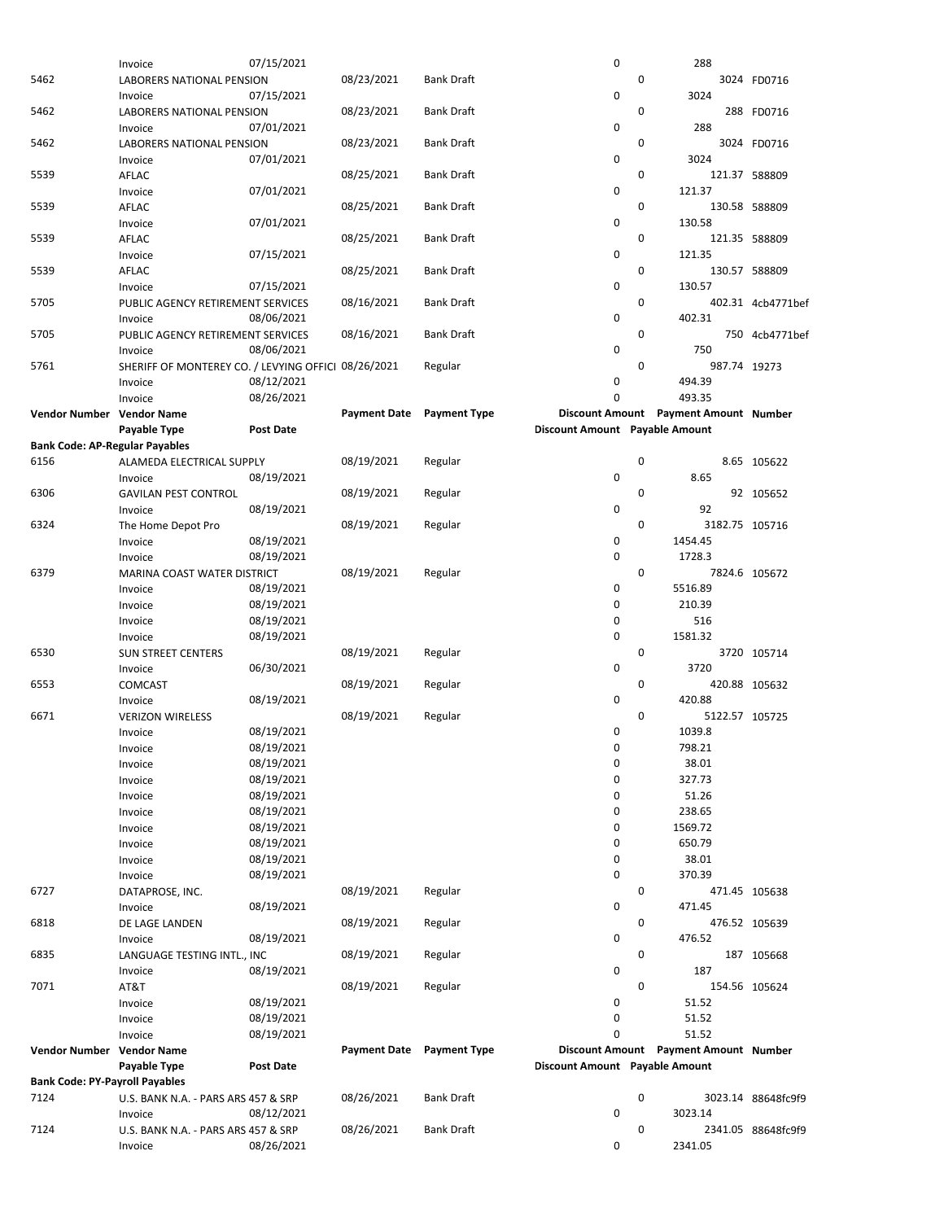| Vendor Number | Vendor Name | Post Date | Payment Date | Payment Type | Discount Amount | Payment Amount | Number |
|---|---|---|---|---|---|---|---|
| | Invoice | 07/15/2021 | | | 0 | 288 | |
| 5462 | LABORERS NATIONAL PENSION | | 08/23/2021 | Bank Draft | 0 | 3024 | FD0716 |
| | Invoice | 07/15/2021 | | | 0 | 3024 | |
| 5462 | LABORERS NATIONAL PENSION | | 08/23/2021 | Bank Draft | 0 | 288 | FD0716 |
| | Invoice | 07/01/2021 | | | 0 | 288 | |
| 5462 | LABORERS NATIONAL PENSION | | 08/23/2021 | Bank Draft | 0 | 3024 | FD0716 |
| | Invoice | 07/01/2021 | | | 0 | 3024 | |
| 5539 | AFLAC | | 08/25/2021 | Bank Draft | 0 | 121.37 | 588809 |
| | Invoice | 07/01/2021 | | | 0 | 121.37 | |
| 5539 | AFLAC | | 08/25/2021 | Bank Draft | 0 | 130.58 | 588809 |
| | Invoice | 07/01/2021 | | | 0 | 130.58 | |
| 5539 | AFLAC | | 08/25/2021 | Bank Draft | 0 | 121.35 | 588809 |
| | Invoice | 07/15/2021 | | | 0 | 121.35 | |
| 5539 | AFLAC | | 08/25/2021 | Bank Draft | 0 | 130.57 | 588809 |
| | Invoice | 07/15/2021 | | | 0 | 130.57 | |
| 5705 | PUBLIC AGENCY RETIREMENT SERVICES | | 08/16/2021 | Bank Draft | 0 | 402.31 | 4cb4771bef |
| | Invoice | 08/06/2021 | | | 0 | 402.31 | |
| 5705 | PUBLIC AGENCY RETIREMENT SERVICES | | 08/16/2021 | Bank Draft | 0 | 750 | 4cb4771bef |
| | Invoice | 08/06/2021 | | | 0 | 750 | |
| 5761 | SHERIFF OF MONTEREY CO. / LEVYING OFFICI | | 08/26/2021 | Regular | 0 | 987.74 | 19273 |
| | Invoice | 08/12/2021 | | | 0 | 494.39 | |
| | Invoice | 08/26/2021 | | | 0 | 493.35 | |

| Vendor Number | Vendor Name / Payable Type | Post Date | Payment Date | Payment Type | Discount Amount | Payment Amount / Payable Amount | Number |
|---|---|---|---|---|---|---|---|
| **Bank Code: AP-Regular Payables** | | | | | | | |
| 6156 | ALAMEDA ELECTRICAL SUPPLY | | 08/19/2021 | Regular | 0 | 8.65 | 105622 |
| | Invoice | 08/19/2021 | | | 0 | 8.65 | |
| 6306 | GAVILAN PEST CONTROL | | 08/19/2021 | Regular | 0 | 92 | 105652 |
| | Invoice | 08/19/2021 | | | 0 | 92 | |
| 6324 | The Home Depot Pro | | 08/19/2021 | Regular | 0 | 3182.75 | 105716 |
| | Invoice | 08/19/2021 | | | 0 | 1454.45 | |
| | Invoice | 08/19/2021 | | | 0 | 1728.3 | |
| 6379 | MARINA COAST WATER DISTRICT | | 08/19/2021 | Regular | 0 | 7824.6 | 105672 |
| | Invoice | 08/19/2021 | | | 0 | 5516.89 | |
| | Invoice | 08/19/2021 | | | 0 | 210.39 | |
| | Invoice | 08/19/2021 | | | 0 | 516 | |
| | Invoice | 08/19/2021 | | | 0 | 1581.32 | |
| 6530 | SUN STREET CENTERS | | 08/19/2021 | Regular | 0 | 3720 | 105714 |
| | Invoice | 06/30/2021 | | | 0 | 3720 | |
| 6553 | COMCAST | | 08/19/2021 | Regular | 0 | 420.88 | 105632 |
| | Invoice | 08/19/2021 | | | 0 | 420.88 | |
| 6671 | VERIZON WIRELESS | | 08/19/2021 | Regular | 0 | 5122.57 | 105725 |
| | Invoice | 08/19/2021 | | | 0 | 1039.8 | |
| | Invoice | 08/19/2021 | | | 0 | 798.21 | |
| | Invoice | 08/19/2021 | | | 0 | 38.01 | |
| | Invoice | 08/19/2021 | | | 0 | 327.73 | |
| | Invoice | 08/19/2021 | | | 0 | 51.26 | |
| | Invoice | 08/19/2021 | | | 0 | 238.65 | |
| | Invoice | 08/19/2021 | | | 0 | 1569.72 | |
| | Invoice | 08/19/2021 | | | 0 | 650.79 | |
| | Invoice | 08/19/2021 | | | 0 | 38.01 | |
| | Invoice | 08/19/2021 | | | 0 | 370.39 | |
| 6727 | DATAPROSE, INC. | | 08/19/2021 | Regular | 0 | 471.45 | 105638 |
| | Invoice | 08/19/2021 | | | 0 | 471.45 | |
| 6818 | DE LAGE LANDEN | | 08/19/2021 | Regular | 0 | 476.52 | 105639 |
| | Invoice | 08/19/2021 | | | 0 | 476.52 | |
| 6835 | LANGUAGE TESTING INTL., INC | | 08/19/2021 | Regular | 0 | 187 | 105668 |
| | Invoice | 08/19/2021 | | | 0 | 187 | |
| 7071 | AT&T | | 08/19/2021 | Regular | 0 | 154.56 | 105624 |
| | Invoice | 08/19/2021 | | | 0 | 51.52 | |
| | Invoice | 08/19/2021 | | | 0 | 51.52 | |
| | Invoice | 08/19/2021 | | | 0 | 51.52 | |

| Vendor Number | Vendor Name / Payable Type | Post Date | Payment Date | Payment Type | Discount Amount | Payment Amount / Payable Amount | Number |
|---|---|---|---|---|---|---|---|
| **Bank Code: PY-Payroll Payables** | | | | | | | |
| 7124 | U.S. BANK N.A. - PARS ARS 457 & SRP | | 08/26/2021 | Bank Draft | 0 | 3023.14 | 88648fc9f9 |
| | Invoice | 08/12/2021 | | | 0 | 3023.14 | |
| 7124 | U.S. BANK N.A. - PARS ARS 457 & SRP | | 08/26/2021 | Bank Draft | 0 | 2341.05 | 88648fc9f9 |
| | Invoice | 08/26/2021 | | | 0 | 2341.05 | |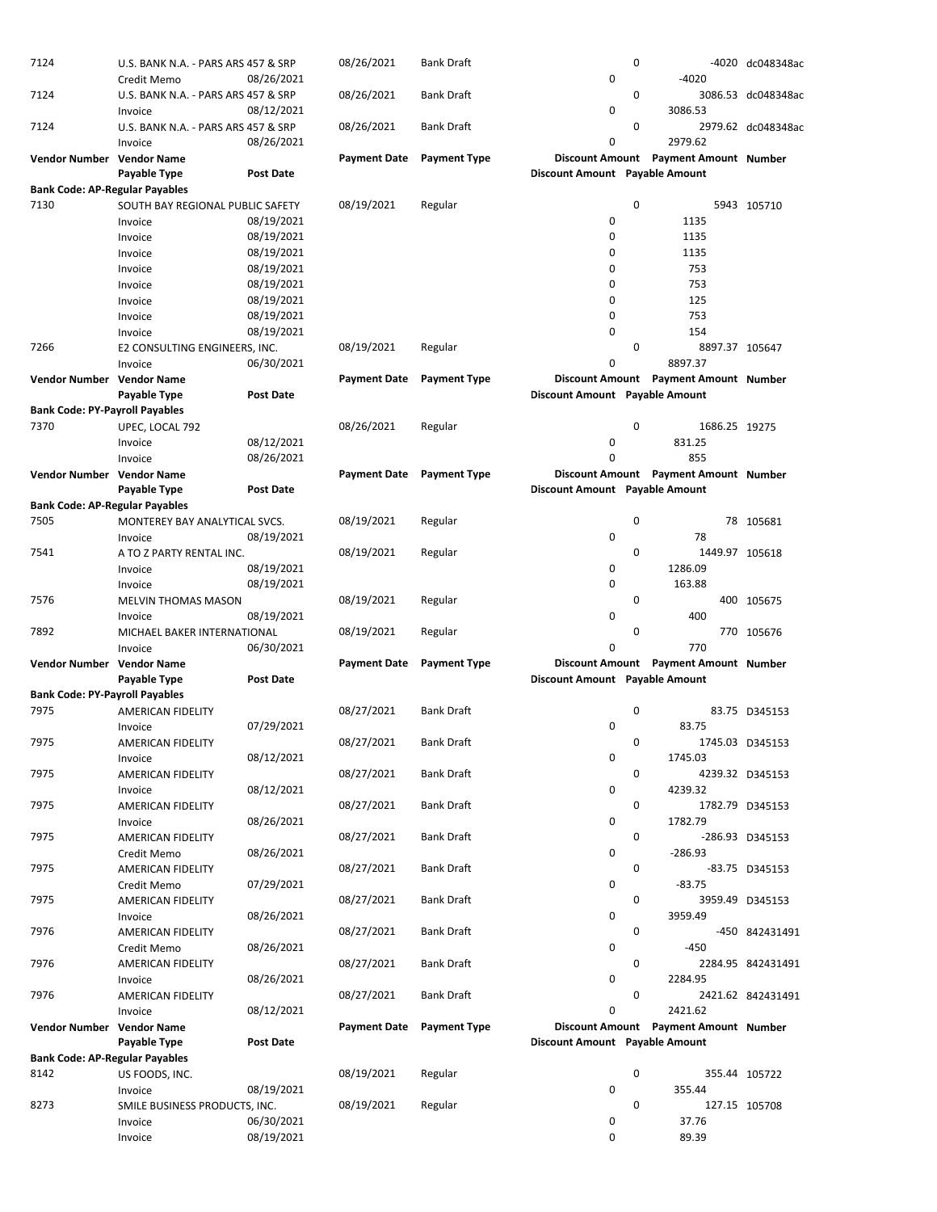| Vendor Number | Vendor Name | | Payment Date | Payment Type | Discount Amount | Payment Amount | Number |
|---|---|---|---|---|---|---|---|
| | Payable Type | Post Date | | | Discount Amount | Payable Amount | |
| 7124 | U.S. BANK N.A. - PARS ARS 457 & SRP | | 08/26/2021 | Bank Draft | 0 | -4020 | dc048348ac |
| | Credit Memo | 08/26/2021 | | | 0 | -4020 | |
| 7124 | U.S. BANK N.A. - PARS ARS 457 & SRP | | 08/26/2021 | Bank Draft | 0 | 3086.53 | dc048348ac |
| | Invoice | 08/12/2021 | | | 0 | 3086.53 | |
| 7124 | U.S. BANK N.A. - PARS ARS 457 & SRP | | 08/26/2021 | Bank Draft | 0 | 2979.62 | dc048348ac |
| | Invoice | 08/26/2021 | | | 0 | 2979.62 | |

| Vendor Number | Vendor Name | | Payment Date | Payment Type | Discount Amount | Payment Amount | Number |
|---|---|---|---|---|---|---|---|
| | Payable Type | Post Date | | | Discount Amount | Payable Amount | |
| **Bank Code: AP-Regular Payables** | | | | | | | |
| 7130 | SOUTH BAY REGIONAL PUBLIC SAFETY | | 08/19/2021 | Regular | 0 | 5943 | 105710 |
| | Invoice | 08/19/2021 | | | 0 | 1135 | |
| | Invoice | 08/19/2021 | | | 0 | 1135 | |
| | Invoice | 08/19/2021 | | | 0 | 1135 | |
| | Invoice | 08/19/2021 | | | 0 | 753 | |
| | Invoice | 08/19/2021 | | | 0 | 753 | |
| | Invoice | 08/19/2021 | | | 0 | 125 | |
| | Invoice | 08/19/2021 | | | 0 | 753 | |
| | Invoice | 08/19/2021 | | | 0 | 154 | |
| 7266 | E2 CONSULTING ENGINEERS, INC. | | 08/19/2021 | Regular | 0 | 8897.37 | 105647 |
| | Invoice | 06/30/2021 | | | 0 | 8897.37 | |

| Vendor Number | Vendor Name | | Payment Date | Payment Type | Discount Amount | Payment Amount | Number |
|---|---|---|---|---|---|---|---|
| | Payable Type | Post Date | | | Discount Amount | Payable Amount | |
| **Bank Code: PY-Payroll Payables** | | | | | | | |
| 7370 | UPEC, LOCAL 792 | | 08/26/2021 | Regular | 0 | 1686.25 | 19275 |
| | Invoice | 08/12/2021 | | | 0 | 831.25 | |
| | Invoice | 08/26/2021 | | | 0 | 855 | |

| Vendor Number | Vendor Name | | Payment Date | Payment Type | Discount Amount | Payment Amount | Number |
|---|---|---|---|---|---|---|---|
| | Payable Type | Post Date | | | Discount Amount | Payable Amount | |
| **Bank Code: AP-Regular Payables** | | | | | | | |
| 7505 | MONTEREY BAY ANALYTICAL SVCS. | | 08/19/2021 | Regular | 0 | 78 | 105681 |
| | Invoice | 08/19/2021 | | | 0 | 78 | |
| 7541 | A TO Z PARTY RENTAL INC. | | 08/19/2021 | Regular | 0 | 1449.97 | 105618 |
| | Invoice | 08/19/2021 | | | 0 | 1286.09 | |
| | Invoice | 08/19/2021 | | | 0 | 163.88 | |
| 7576 | MELVIN THOMAS MASON | | 08/19/2021 | Regular | 0 | 400 | 105675 |
| | Invoice | 08/19/2021 | | | 0 | 400 | |
| 7892 | MICHAEL BAKER INTERNATIONAL | | 08/19/2021 | Regular | 0 | 770 | 105676 |
| | Invoice | 06/30/2021 | | | 0 | 770 | |

| Vendor Number | Vendor Name | | Payment Date | Payment Type | Discount Amount | Payment Amount | Number |
|---|---|---|---|---|---|---|---|
| | Payable Type | Post Date | | | Discount Amount | Payable Amount | |
| **Bank Code: PY-Payroll Payables** | | | | | | | |
| 7975 | AMERICAN FIDELITY | | 08/27/2021 | Bank Draft | 0 | 83.75 | D345153 |
| | Invoice | 07/29/2021 | | | 0 | 83.75 | |
| 7975 | AMERICAN FIDELITY | | 08/27/2021 | Bank Draft | 0 | 1745.03 | D345153 |
| | Invoice | 08/12/2021 | | | 0 | 1745.03 | |
| 7975 | AMERICAN FIDELITY | | 08/27/2021 | Bank Draft | 0 | 4239.32 | D345153 |
| | Invoice | 08/12/2021 | | | 0 | 4239.32 | |
| 7975 | AMERICAN FIDELITY | | 08/27/2021 | Bank Draft | 0 | 1782.79 | D345153 |
| | Invoice | 08/26/2021 | | | 0 | 1782.79 | |
| 7975 | AMERICAN FIDELITY | | 08/27/2021 | Bank Draft | 0 | -286.93 | D345153 |
| | Credit Memo | 08/26/2021 | | | 0 | -286.93 | |
| 7975 | AMERICAN FIDELITY | | 08/27/2021 | Bank Draft | 0 | -83.75 | D345153 |
| | Credit Memo | 07/29/2021 | | | 0 | -83.75 | |
| 7975 | AMERICAN FIDELITY | | 08/27/2021 | Bank Draft | 0 | 3959.49 | D345153 |
| | Invoice | 08/26/2021 | | | 0 | 3959.49 | |
| 7976 | AMERICAN FIDELITY | | 08/27/2021 | Bank Draft | 0 | -450 | 842431491 |
| | Credit Memo | 08/26/2021 | | | 0 | -450 | |
| 7976 | AMERICAN FIDELITY | | 08/27/2021 | Bank Draft | 0 | 2284.95 | 842431491 |
| | Invoice | 08/26/2021 | | | 0 | 2284.95 | |
| 7976 | AMERICAN FIDELITY | | 08/27/2021 | Bank Draft | 0 | 2421.62 | 842431491 |
| | Invoice | 08/12/2021 | | | 0 | 2421.62 | |

| Vendor Number | Vendor Name | | Payment Date | Payment Type | Discount Amount | Payment Amount | Number |
|---|---|---|---|---|---|---|---|
| | Payable Type | Post Date | | | Discount Amount | Payable Amount | |
| **Bank Code: AP-Regular Payables** | | | | | | | |
| 8142 | US FOODS, INC. | | 08/19/2021 | Regular | 0 | 355.44 | 105722 |
| | Invoice | 08/19/2021 | | | 0 | 355.44 | |
| 8273 | SMILE BUSINESS PRODUCTS, INC. | | 08/19/2021 | Regular | 0 | 127.15 | 105708 |
| | Invoice | 06/30/2021 | | | 0 | 37.76 | |
| | Invoice | 08/19/2021 | | | 0 | 89.39 | |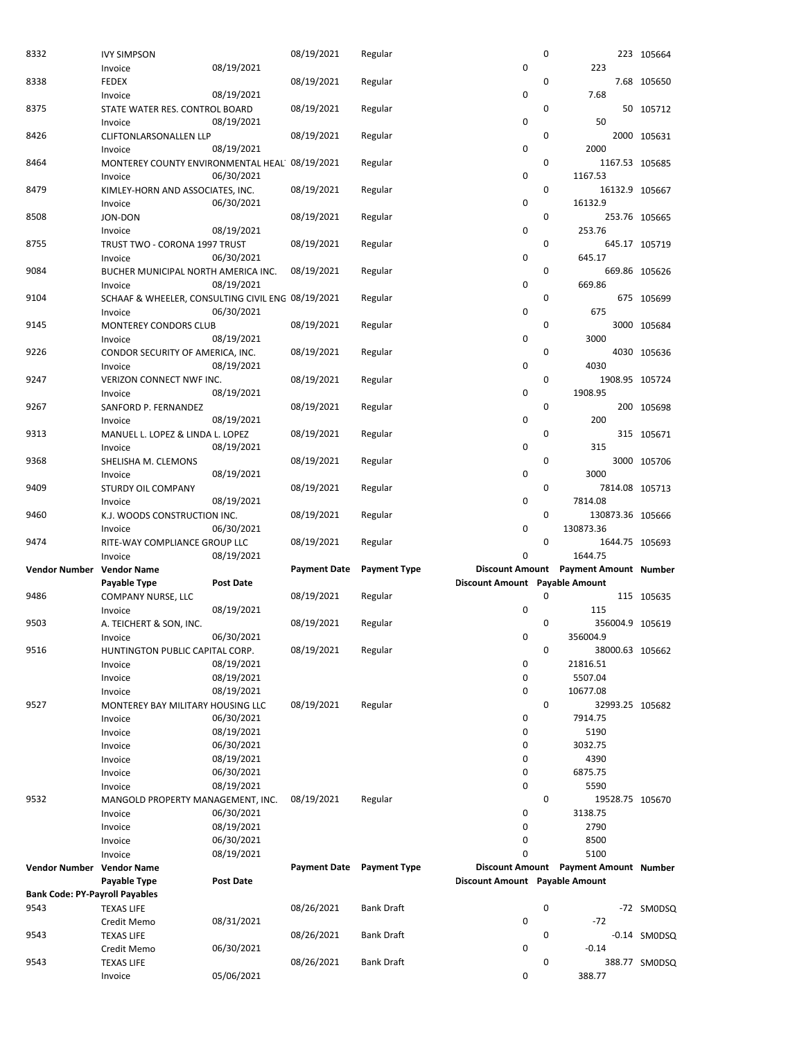| Vendor Number | Vendor Name | Post Date | Payment Date | Payment Type | Discount Amount | Payment Amount | Number |
|---|---|---|---|---|---|---|---|
| | Payable Type | | | | Discount Amount | Payable Amount | |
| 8332 | IVY SIMPSON | | 08/19/2021 | Regular | 0 | 223 | 105664 |
| | Invoice | 08/19/2021 | | | 0 | 223 | |
| 8338 | FEDEX | | 08/19/2021 | Regular | 0 | 7.68 | 105650 |
| | Invoice | 08/19/2021 | | | 0 | 7.68 | |
| 8375 | STATE WATER RES. CONTROL BOARD | | 08/19/2021 | Regular | 0 | 50 | 105712 |
| | Invoice | 08/19/2021 | | | 0 | 50 | |
| 8426 | CLIFTONLARSONALLEN LLP | | 08/19/2021 | Regular | 0 | 2000 | 105631 |
| | Invoice | 08/19/2021 | | | 0 | 2000 | |
| 8464 | MONTEREY COUNTY ENVIRONMENTAL HEAL | | 08/19/2021 | Regular | 0 | 1167.53 | 105685 |
| | Invoice | 06/30/2021 | | | 0 | 1167.53 | |
| 8479 | KIMLEY-HORN AND ASSOCIATES, INC. | | 08/19/2021 | Regular | 0 | 16132.9 | 105667 |
| | Invoice | 06/30/2021 | | | 0 | 16132.9 | |
| 8508 | JON-DON | | 08/19/2021 | Regular | 0 | 253.76 | 105665 |
| | Invoice | 08/19/2021 | | | 0 | 253.76 | |
| 8755 | TRUST TWO - CORONA 1997 TRUST | | 08/19/2021 | Regular | 0 | 645.17 | 105719 |
| | Invoice | 06/30/2021 | | | 0 | 645.17 | |
| 9084 | BUCHER MUNICIPAL NORTH AMERICA INC. | | 08/19/2021 | Regular | 0 | 669.86 | 105626 |
| | Invoice | 08/19/2021 | | | 0 | 669.86 | |
| 9104 | SCHAAF & WHEELER, CONSULTING CIVIL ENG | | 08/19/2021 | Regular | 0 | 675 | 105699 |
| | Invoice | 06/30/2021 | | | 0 | 675 | |
| 9145 | MONTEREY CONDORS CLUB | | 08/19/2021 | Regular | 0 | 3000 | 105684 |
| | Invoice | 08/19/2021 | | | 0 | 3000 | |
| 9226 | CONDOR SECURITY OF AMERICA, INC. | | 08/19/2021 | Regular | 0 | 4030 | 105636 |
| | Invoice | 08/19/2021 | | | 0 | 4030 | |
| 9247 | VERIZON CONNECT NWF INC. | | 08/19/2021 | Regular | 0 | 1908.95 | 105724 |
| | Invoice | 08/19/2021 | | | 0 | 1908.95 | |
| 9267 | SANFORD P. FERNANDEZ | | 08/19/2021 | Regular | 0 | 200 | 105698 |
| | Invoice | 08/19/2021 | | | 0 | 200 | |
| 9313 | MANUEL L. LOPEZ & LINDA L. LOPEZ | | 08/19/2021 | Regular | 0 | 315 | 105671 |
| | Invoice | 08/19/2021 | | | 0 | 315 | |
| 9368 | SHELISHA M. CLEMONS | | 08/19/2021 | Regular | 0 | 3000 | 105706 |
| | Invoice | 08/19/2021 | | | 0 | 3000 | |
| 9409 | STURDY OIL COMPANY | | 08/19/2021 | Regular | 0 | 7814.08 | 105713 |
| | Invoice | 08/19/2021 | | | 0 | 7814.08 | |
| 9460 | K.J. WOODS CONSTRUCTION INC. | | 08/19/2021 | Regular | 0 | 130873.36 | 105666 |
| | Invoice | 06/30/2021 | | | 0 | 130873.36 | |
| 9474 | RITE-WAY COMPLIANCE GROUP LLC | | 08/19/2021 | Regular | 0 | 1644.75 | 105693 |
| | Invoice | 08/19/2021 | | | 0 | 1644.75 | |

| Vendor Number | Vendor Name | Post Date | Payment Date | Payment Type | Discount Amount | Payment Amount | Number |
|---|---|---|---|---|---|---|---|
| | Payable Type | | | | Discount Amount | Payable Amount | |
| 9486 | COMPANY NURSE, LLC | | 08/19/2021 | Regular | 0 | 115 | 105635 |
| | Invoice | 08/19/2021 | | | 0 | 115 | |
| 9503 | A. TEICHERT & SON, INC. | | 08/19/2021 | Regular | 0 | 356004.9 | 105619 |
| | Invoice | 06/30/2021 | | | 0 | 356004.9 | |
| 9516 | HUNTINGTON PUBLIC CAPITAL CORP. | | 08/19/2021 | Regular | 0 | 38000.63 | 105662 |
| | Invoice | 08/19/2021 | | | 0 | 21816.51 | |
| | Invoice | 08/19/2021 | | | 0 | 5507.04 | |
| | Invoice | 08/19/2021 | | | 0 | 10677.08 | |
| 9527 | MONTEREY BAY MILITARY HOUSING LLC | | 08/19/2021 | Regular | 0 | 32993.25 | 105682 |
| | Invoice | 06/30/2021 | | | 0 | 7914.75 | |
| | Invoice | 08/19/2021 | | | 0 | 5190 | |
| | Invoice | 06/30/2021 | | | 0 | 3032.75 | |
| | Invoice | 08/19/2021 | | | 0 | 4390 | |
| | Invoice | 06/30/2021 | | | 0 | 6875.75 | |
| | Invoice | 08/19/2021 | | | 0 | 5590 | |
| 9532 | MANGOLD PROPERTY MANAGEMENT, INC. | | 08/19/2021 | Regular | 0 | 19528.75 | 105670 |
| | Invoice | 06/30/2021 | | | 0 | 3138.75 | |
| | Invoice | 08/19/2021 | | | 0 | 2790 | |
| | Invoice | 06/30/2021 | | | 0 | 8500 | |
| | Invoice | 08/19/2021 | | | 0 | 5100 | |

| Vendor Number | Vendor Name | Post Date | Payment Date | Payment Type | Discount Amount | Payment Amount | Number |
|---|---|---|---|---|---|---|---|
| | Payable Type | | | | Discount Amount | Payable Amount | |
| **Bank Code: PY-Payroll Payables** | | | | | | | |
| 9543 | TEXAS LIFE | | 08/26/2021 | Bank Draft | 0 | -72 | SM0DSQ |
| | Credit Memo | 08/31/2021 | | | 0 | -72 | |
| 9543 | TEXAS LIFE | | 08/26/2021 | Bank Draft | 0 | -0.14 | SM0DSQ |
| | Credit Memo | 06/30/2021 | | | 0 | -0.14 | |
| 9543 | TEXAS LIFE | | 08/26/2021 | Bank Draft | 0 | 388.77 | SM0DSQ |
| | Invoice | 05/06/2021 | | | 0 | 388.77 | |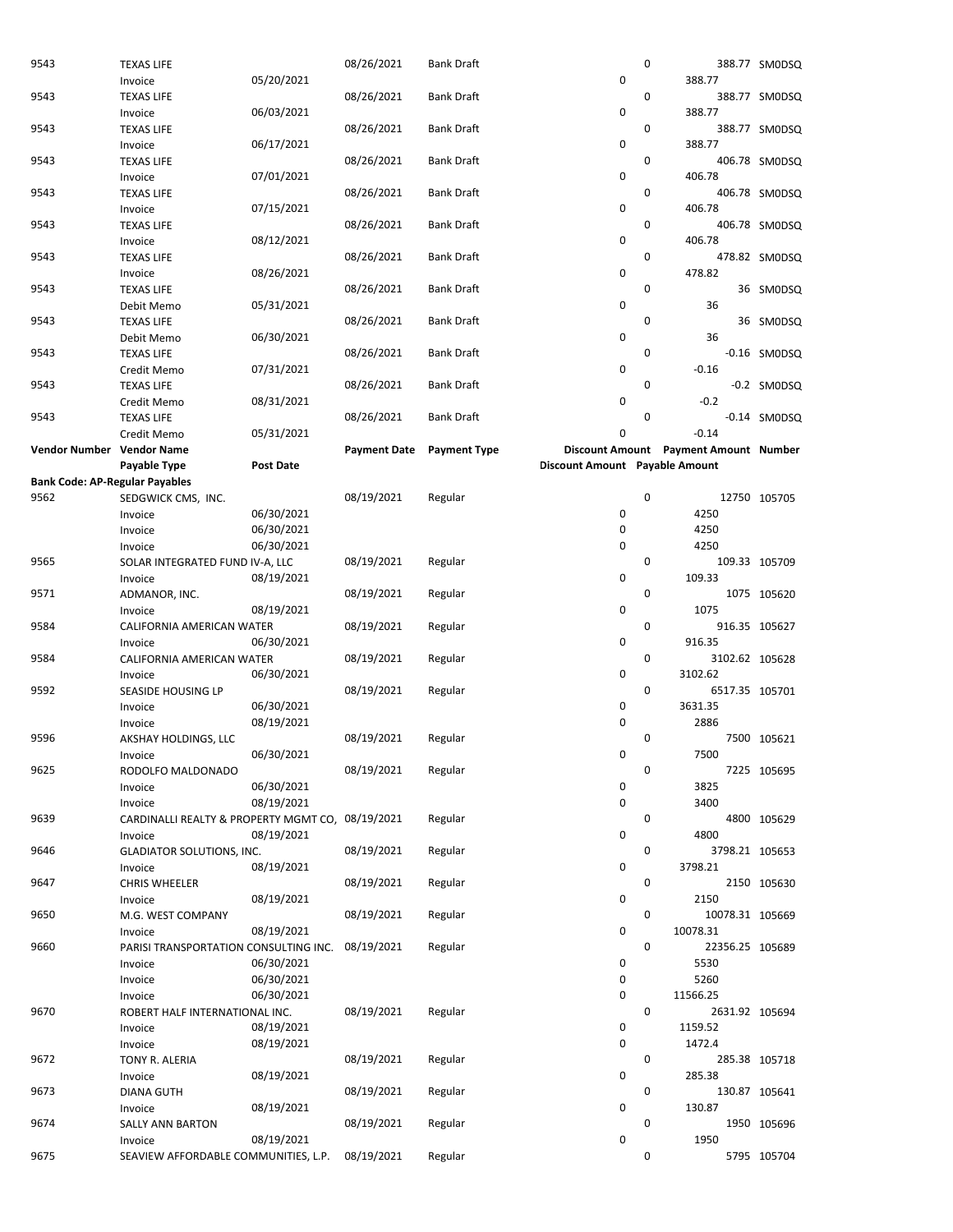| | | | | | | | |
|---|---|---|---|---|---|---|---|
| 9543 | TEXAS LIFE | | 08/26/2021 | Bank Draft | 0 | 388.77 | SM0DSQ |
| | Invoice | 05/20/2021 | | | 0 | 388.77 | |
| 9543 | TEXAS LIFE | | 08/26/2021 | Bank Draft | 0 | 388.77 | SM0DSQ |
| | Invoice | 06/03/2021 | | | 0 | 388.77 | |
| 9543 | TEXAS LIFE | | 08/26/2021 | Bank Draft | 0 | 388.77 | SM0DSQ |
| | Invoice | 06/17/2021 | | | 0 | 388.77 | |
| 9543 | TEXAS LIFE | | 08/26/2021 | Bank Draft | 0 | 406.78 | SM0DSQ |
| | Invoice | 07/01/2021 | | | 0 | 406.78 | |
| 9543 | TEXAS LIFE | | 08/26/2021 | Bank Draft | 0 | 406.78 | SM0DSQ |
| | Invoice | 07/15/2021 | | | 0 | 406.78 | |
| 9543 | TEXAS LIFE | | 08/26/2021 | Bank Draft | 0 | 406.78 | SM0DSQ |
| | Invoice | 08/12/2021 | | | 0 | 406.78 | |
| 9543 | TEXAS LIFE | | 08/26/2021 | Bank Draft | 0 | 478.82 | SM0DSQ |
| | Invoice | 08/26/2021 | | | 0 | 478.82 | |
| 9543 | TEXAS LIFE | | 08/26/2021 | Bank Draft | 0 | 36 | SM0DSQ |
| | Debit Memo | 05/31/2021 | | | 0 | 36 | |
| 9543 | TEXAS LIFE | | 08/26/2021 | Bank Draft | 0 | 36 | SM0DSQ |
| | Debit Memo | 06/30/2021 | | | 0 | 36 | |
| 9543 | TEXAS LIFE | | 08/26/2021 | Bank Draft | 0 | -0.16 | SM0DSQ |
| | Credit Memo | 07/31/2021 | | | 0 | -0.16 | |
| 9543 | TEXAS LIFE | | 08/26/2021 | Bank Draft | 0 | -0.2 | SM0DSQ |
| | Credit Memo | 08/31/2021 | | | 0 | -0.2 | |
| 9543 | TEXAS LIFE | | 08/26/2021 | Bank Draft | 0 | -0.14 | SM0DSQ |
| | Credit Memo | 05/31/2021 | | | 0 | -0.14 | |

| Vendor Number | Vendor Name | | Payment Date | Payment Type | Discount Amount | Payment Amount | Number |
|---|---|---|---|---|---|---|---|
| | **Payable Type** | **Post Date** | | | **Discount Amount** | **Payable Amount** | |
| **Bank Code: AP-Regular Payables** | | | | | | | |
| 9562 | SEDGWICK CMS, INC. | | 08/19/2021 | Regular | 0 | 12750 | 105705 |
| | Invoice | 06/30/2021 | | | 0 | 4250 | |
| | Invoice | 06/30/2021 | | | 0 | 4250 | |
| | Invoice | 06/30/2021 | | | 0 | 4250 | |
| 9565 | SOLAR INTEGRATED FUND IV-A, LLC | | 08/19/2021 | Regular | 0 | 109.33 | 105709 |
| | Invoice | 08/19/2021 | | | 0 | 109.33 | |
| 9571 | ADMANOR, INC. | | 08/19/2021 | Regular | 0 | 1075 | 105620 |
| | Invoice | 08/19/2021 | | | 0 | 1075 | |
| 9584 | CALIFORNIA AMERICAN WATER | | 08/19/2021 | Regular | 0 | 916.35 | 105627 |
| | Invoice | 06/30/2021 | | | 0 | 916.35 | |
| 9584 | CALIFORNIA AMERICAN WATER | | 08/19/2021 | Regular | 0 | 3102.62 | 105628 |
| | Invoice | 06/30/2021 | | | 0 | 3102.62 | |
| 9592 | SEASIDE HOUSING LP | | 08/19/2021 | Regular | 0 | 6517.35 | 105701 |
| | Invoice | 06/30/2021 | | | 0 | 3631.35 | |
| | Invoice | 08/19/2021 | | | 0 | 2886 | |
| 9596 | AKSHAY HOLDINGS, LLC | | 08/19/2021 | Regular | 0 | 7500 | 105621 |
| | Invoice | 06/30/2021 | | | 0 | 7500 | |
| 9625 | RODOLFO MALDONADO | | 08/19/2021 | Regular | 0 | 7225 | 105695 |
| | Invoice | 06/30/2021 | | | 0 | 3825 | |
| | Invoice | 08/19/2021 | | | 0 | 3400 | |
| 9639 | CARDINALLI REALTY & PROPERTY MGMT CO, | | 08/19/2021 | Regular | 0 | 4800 | 105629 |
| | Invoice | 08/19/2021 | | | 0 | 4800 | |
| 9646 | GLADIATOR SOLUTIONS, INC. | | 08/19/2021 | Regular | 0 | 3798.21 | 105653 |
| | Invoice | 08/19/2021 | | | 0 | 3798.21 | |
| 9647 | CHRIS WHEELER | | 08/19/2021 | Regular | 0 | 2150 | 105630 |
| | Invoice | 08/19/2021 | | | 0 | 2150 | |
| 9650 | M.G. WEST COMPANY | | 08/19/2021 | Regular | 0 | 10078.31 | 105669 |
| | Invoice | 08/19/2021 | | | 0 | 10078.31 | |
| 9660 | PARISI TRANSPORTATION CONSULTING INC. | | 08/19/2021 | Regular | 0 | 22356.25 | 105689 |
| | Invoice | 06/30/2021 | | | 0 | 5530 | |
| | Invoice | 06/30/2021 | | | 0 | 5260 | |
| | Invoice | 06/30/2021 | | | 0 | 11566.25 | |
| 9670 | ROBERT HALF INTERNATIONAL INC. | | 08/19/2021 | Regular | 0 | 2631.92 | 105694 |
| | Invoice | 08/19/2021 | | | 0 | 1159.52 | |
| | Invoice | 08/19/2021 | | | 0 | 1472.4 | |
| 9672 | TONY R. ALERIA | | 08/19/2021 | Regular | 0 | 285.38 | 105718 |
| | Invoice | 08/19/2021 | | | 0 | 285.38 | |
| 9673 | DIANA GUTH | | 08/19/2021 | Regular | 0 | 130.87 | 105641 |
| | Invoice | 08/19/2021 | | | 0 | 130.87 | |
| 9674 | SALLY ANN BARTON | | 08/19/2021 | Regular | 0 | 1950 | 105696 |
| | Invoice | 08/19/2021 | | | 0 | 1950 | |
| 9675 | SEAVIEW AFFORDABLE COMMUNITIES, L.P. | | 08/19/2021 | Regular | 0 | 5795 | 105704 |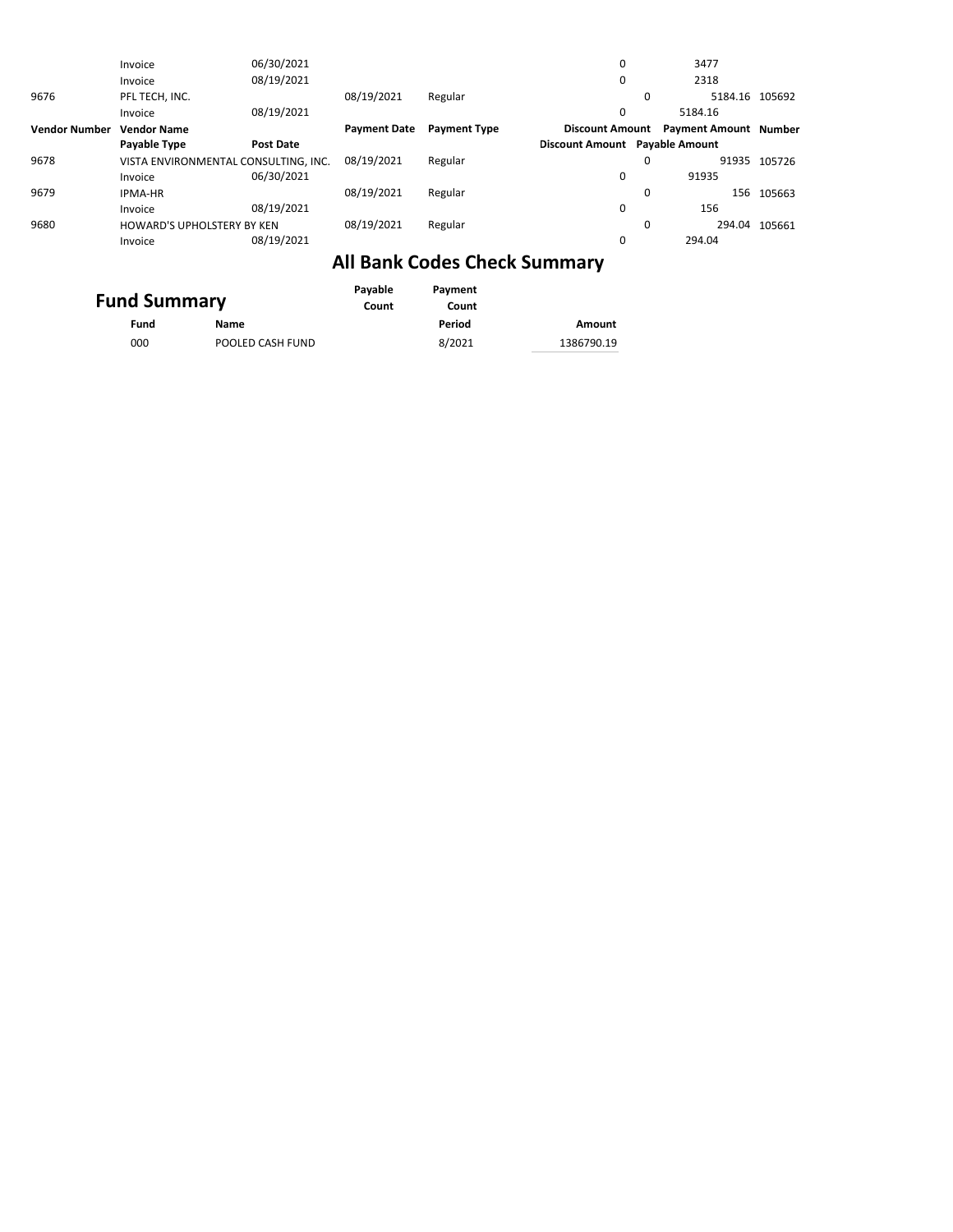| Vendor Number | Vendor Name | | Payment Date | Payment Type | Discount Amount | Payment Amount | Number |
|---|---|---|---|---|---|---|---|
| | Payable Type | Post Date | | | Discount Amount | Payable Amount | |
| | Invoice | 06/30/2021 | | | 0 | 3477 | |
| | Invoice | 08/19/2021 | | | 0 | 2318 | |
| 9676 | PFL TECH, INC. | | 08/19/2021 | Regular | 0 | 5184.16 | 105692 |
| | Invoice | 08/19/2021 | | | 0 | 5184.16 | |
| 9678 | VISTA ENVIRONMENTAL CONSULTING, INC. | | 08/19/2021 | Regular | 0 | 91935 | 105726 |
| | Invoice | 06/30/2021 | | | 0 | 91935 | |
| 9679 | IPMA-HR | | 08/19/2021 | Regular | 0 | 156 | 105663 |
| | Invoice | 08/19/2021 | | | 0 | 156 | |
| 9680 | HOWARD'S UPHOLSTERY BY KEN | | 08/19/2021 | Regular | 0 | 294.04 | 105661 |
| | Invoice | 08/19/2021 | | | 0 | 294.04 | |

## All Bank Codes Check Summary

## Fund Summary

| Fund | Name | Payable Count | Payment Count / Period | Amount |
|---|---|---|---|---|
| 000 | POOLED CASH FUND | | 8/2021 | 1386790.19 |